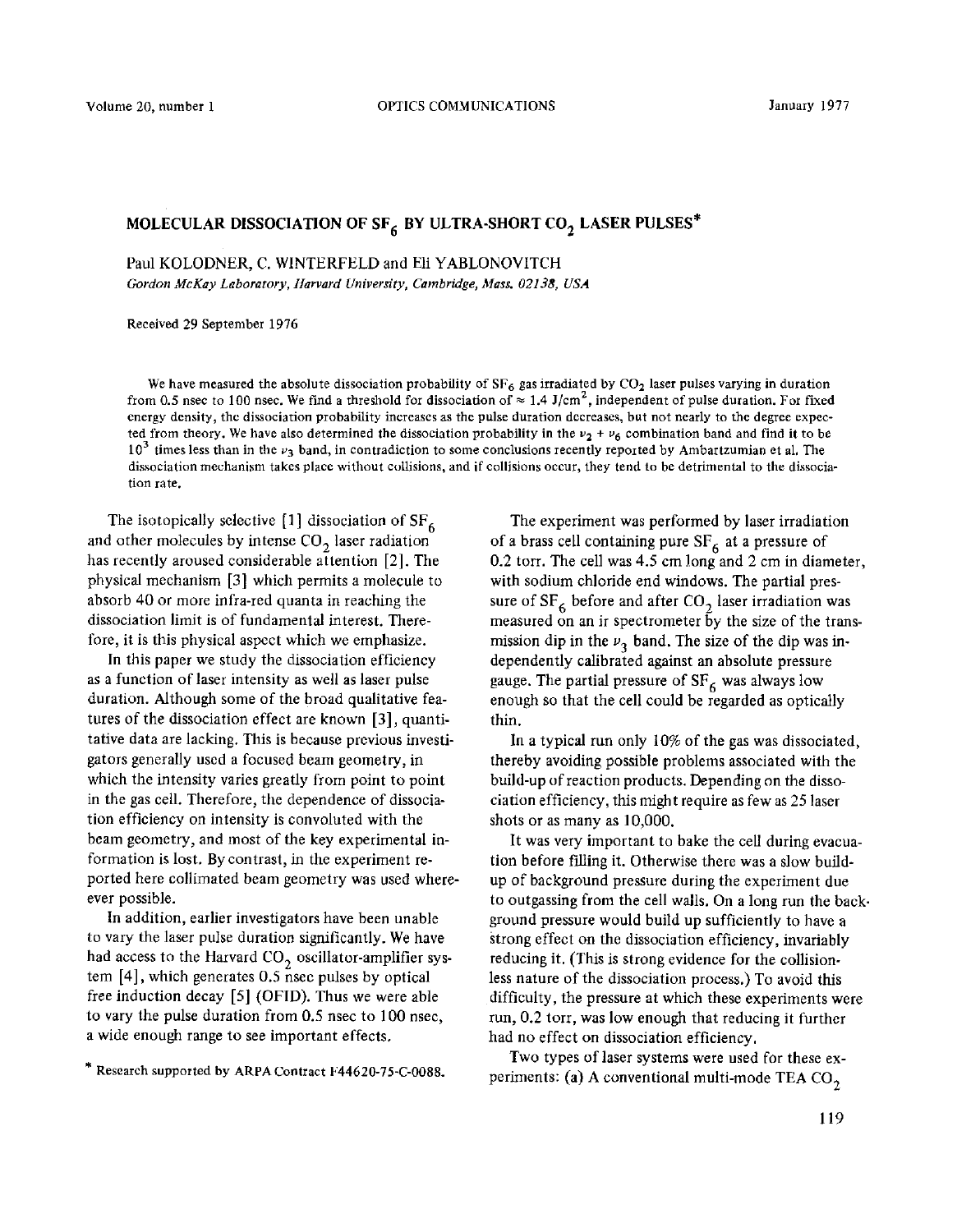# MOLECULAR DISSOCIATION OF $SF_6$ BY ULTRA-SHORT $CO_2$ LASER PULSES*

Paul KOLODNER, C. WINTERFELD and Eli YABLONOVITCH

*Gordon McKay Laboratory, Harvard University, Cambridge, Mass. 02138, USA*

Received 29 September 1976

We have measured the absolute dissociation probability of $SF_6$ gas irradiated by $CO_2$ laser pulses varying in duration from 0.5 nsec to 100 nsec. We find a threshold for dissociation of $\approx 1.4$ J/cm$^2$, independent of pulse duration. For fixed energy density, the dissociation probability increases as the pulse duration decreases, but not nearly to the degree expected from theory. We have also determined the dissociation probability in the $\nu_2 + \nu_6$ combination band and find it to be $10^3$ times less than in the $\nu_3$ band, in contradiction to some conclusions recently reported by Ambartzumian et al. The dissociation mechanism takes place without collisions, and if collisions occur, they tend to be detrimental to the dissociation rate.

The isotopically selective [1] dissociation of $SF_6$ and other molecules by intense $CO_2$ laser radiation has recently aroused considerable attention [2]. The physical mechanism [3] which permits a molecule to absorb 40 or more infra-red quanta in reaching the dissociation limit is of fundamental interest. Therefore, it is this physical aspect which we emphasize.

In this paper we study the dissociation efficiency as a function of laser intensity as well as laser pulse duration. Although some of the broad qualitative features of the dissociation effect are known [3], quantitative data are lacking. This is because previous investigators generally used a focused beam geometry, in which the intensity varies greatly from point to point in the gas cell. Therefore, the dependence of dissociation efficiency on intensity is convoluted with the beam geometry, and most of the key experimental information is lost. By contrast, in the experiment reported here collimated beam geometry was used wherever possible.

In addition, earlier investigators have been unable to vary the laser pulse duration significantly. We have had access to the Harvard $CO_2$ oscillator-amplifier system [4], which generates 0.5 nsec pulses by optical free induction decay [5] (OFID). Thus we were able to vary the pulse duration from 0.5 nsec to 100 nsec, a wide enough range to see important effects.

\* Research supported by ARPA Contract F44620-75-C-0088.

The experiment was performed by laser irradiation of a brass cell containing pure $SF_6$ at a pressure of 0.2 torr. The cell was 4.5 cm long and 2 cm in diameter, with sodium chloride end windows. The partial pressure of $SF_6$ before and after $CO_2$ laser irradiation was measured on an ir spectrometer by the size of the transmission dip in the $\nu_3$ band. The size of the dip was independently calibrated against an absolute pressure gauge. The partial pressure of $SF_6$ was always low enough so that the cell could be regarded as optically thin.

In a typical run only 10% of the gas was dissociated, thereby avoiding possible problems associated with the build-up of reaction products. Depending on the dissociation efficiency, this might require as few as 25 laser shots or as many as 10,000.

It was very important to bake the cell during evacuation before filling it. Otherwise there was a slow build-up of background pressure during the experiment due to outgassing from the cell walls. On a long run the background pressure would build up sufficiently to have a strong effect on the dissociation efficiency, invariably reducing it. (This is strong evidence for the collisionless nature of the dissociation process.) To avoid this difficulty, the pressure at which these experiments were run, 0.2 torr, was low enough that reducing it further had no effect on dissociation efficiency.

Two types of laser systems were used for these experiments: (a) A conventional multi-mode TEA $CO_2$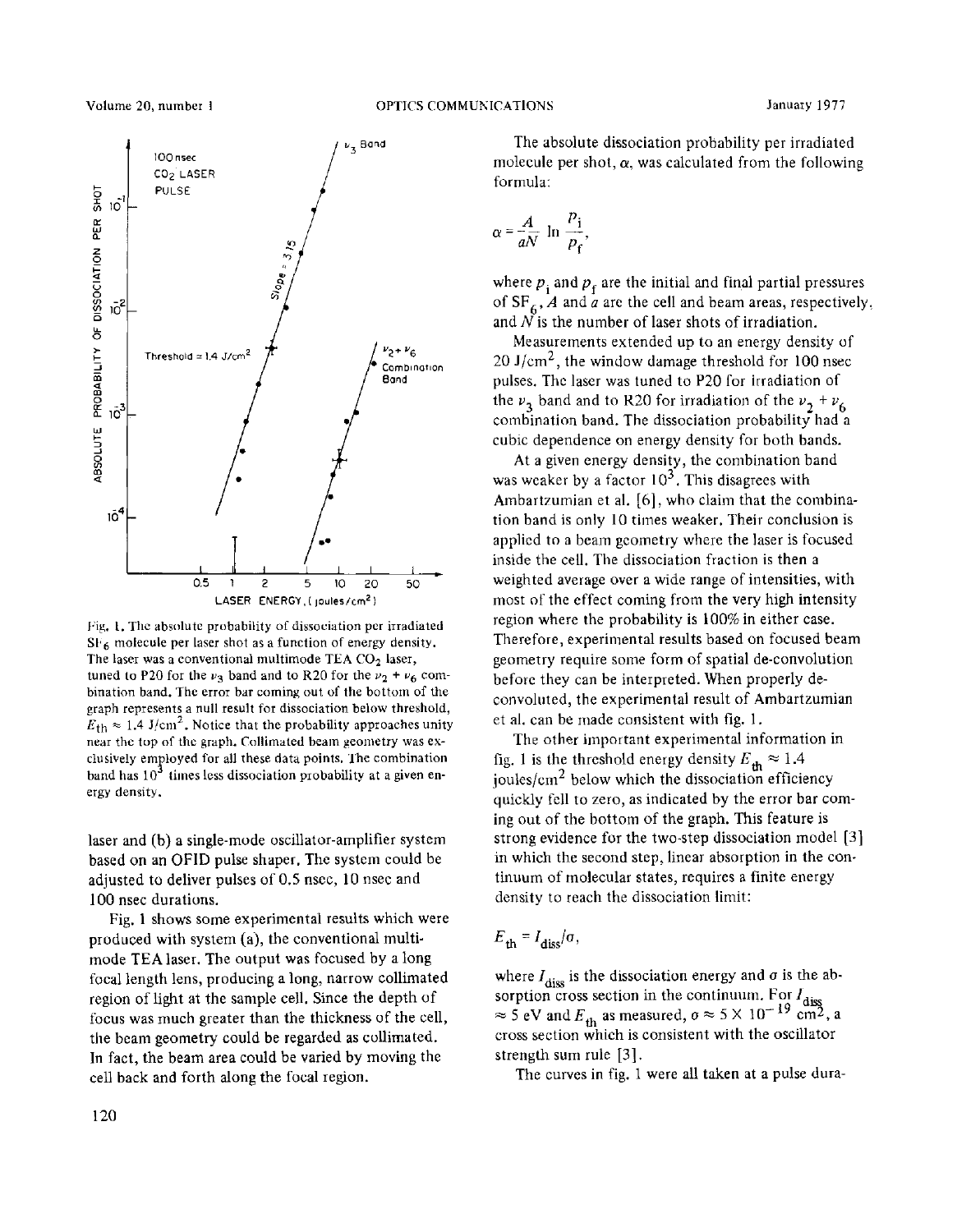Fig. 1. The absolute probability of dissociation per irradiated $SF_6$ molecule per laser shot as a function of energy density. The laser was a conventional multimode TEA $CO_2$ laser, tuned to P20 for the $\nu_3$ band and to R20 for the $\nu_2 + \nu_6$ combination band. The error bar coming out of the bottom of the graph represents a null result for dissociation below threshold, $E_{th} \approx 1.4$ J/cm$^2$. Notice that the probability approaches unity near the top of the graph. Collimated beam geometry was exclusively employed for all these data points. The combination band has $10^3$ times less dissociation probability at a given energy density.

laser and (b) a single-mode oscillator-amplifier system based on an OFID pulse shaper. The system could be adjusted to deliver pulses of 0.5 nsec, 10 nsec and 100 nsec durations.

Fig. 1 shows some experimental results which were produced with system (a), the conventional multimode TEA laser. The output was focused by a long focal length lens, producing a long, narrow collimated region of light at the sample cell. Since the depth of focus was much greater than the thickness of the cell, the beam geometry could be regarded as collimated. In fact, the beam area could be varied by moving the cell back and forth along the focal region.

The absolute dissociation probability per irradiated molecule per shot, $\alpha$, was calculated from the following formula:

$$\alpha = \frac{A}{aN} \ln \frac{p_i}{p_f},$$

where $p_i$ and $p_f$ are the initial and final partial pressures of $SF_6$, $A$ and $a$ are the cell and beam areas, respectively, and $N$ is the number of laser shots of irradiation.

Measurements extended up to an energy density of 20 J/cm$^2$, the window damage threshold for 100 nsec pulses. The laser was tuned to P20 for irradiation of the $\nu_3$ band and to R20 for irradiation of the $\nu_2 + \nu_6$ combination band. The dissociation probability had a cubic dependence on energy density for both bands.

At a given energy density, the combination band was weaker by a factor $10^3$. This disagrees with Ambartzumian et al. [6], who claim that the combination band is only 10 times weaker. Their conclusion is applied to a beam geometry where the laser is focused inside the cell. The dissociation fraction is then a weighted average over a wide range of intensities, with most of the effect coming from the very high intensity region where the probability is 100% in either case. Therefore, experimental results based on focused beam geometry require some form of spatial de-convolution before they can be interpreted. When properly deconvoluted, the experimental result of Ambartzumian et al. can be made consistent with fig. 1.

The other important experimental information in fig. 1 is the threshold energy density $E_{th} \approx 1.4$ joules/cm$^2$ below which the dissociation efficiency quickly fell to zero, as indicated by the error bar coming out of the bottom of the graph. This feature is strong evidence for the two-step dissociation model [3] in which the second step, linear absorption in the continuum of molecular states, requires a finite energy density to reach the dissociation limit:

$$E_{th} = I_{diss}/\sigma,$$

where $I_{diss}$ is the dissociation energy and $\sigma$ is the absorption cross section in the continuum. For $I_{diss} \approx 5$ eV and $E_{th}$ as measured, $\sigma \approx 5 \times 10^{-19}$ cm$^2$, a cross section which is consistent with the oscillator strength sum rule [3].

The curves in fig. 1 were all taken at a pulse dura-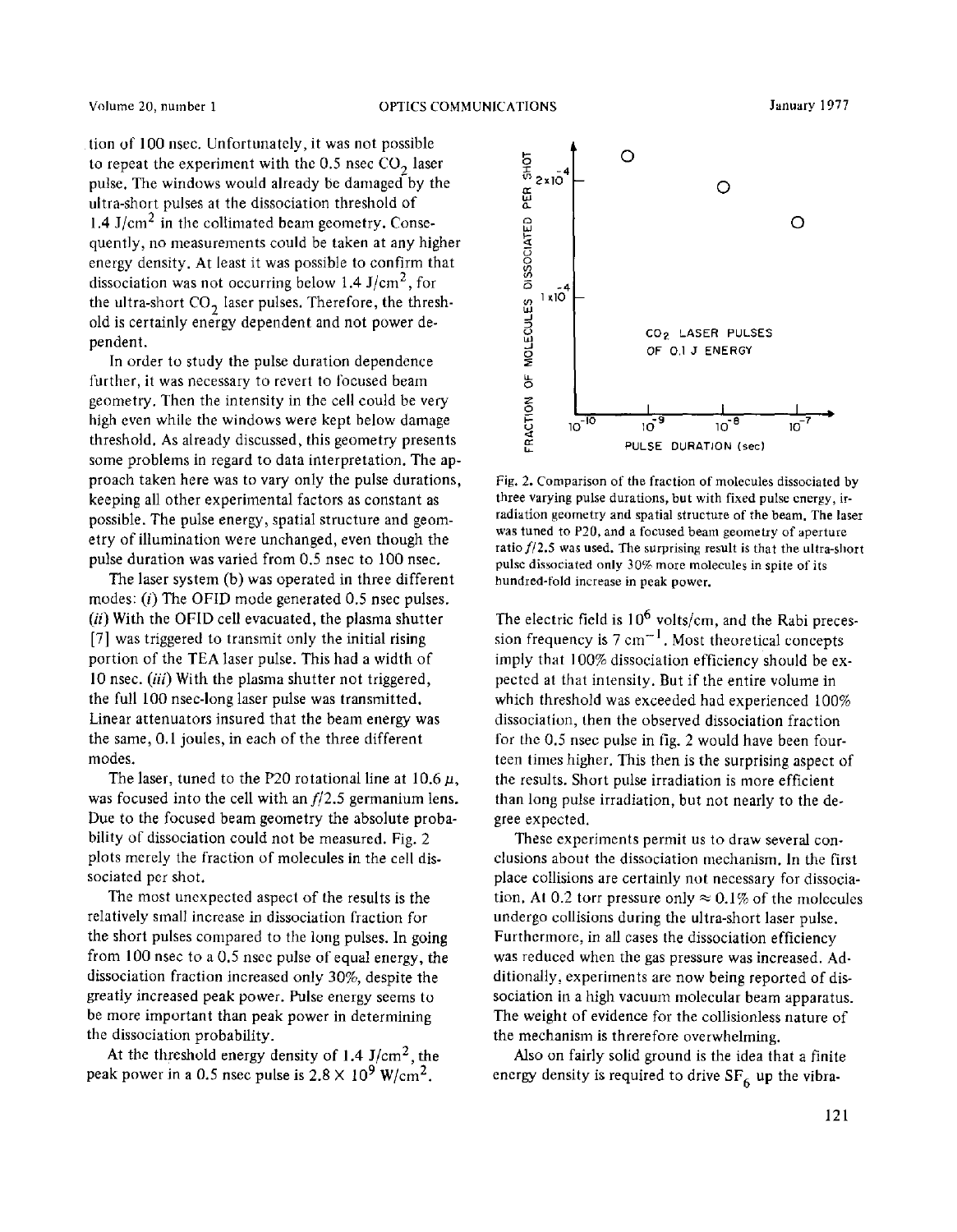tion of 100 nsec. Unfortunately, it was not possible to repeat the experiment with the 0.5 nsec $CO_2$ laser pulse. The windows would already be damaged by the ultra-short pulses at the dissociation threshold of 1.4 $J/cm^2$ in the collimated beam geometry. Consequently, no measurements could be taken at any higher energy density. At least it was possible to confirm that dissociation was not occurring below 1.4 $J/cm^2$, for the ultra-short $CO_2$ laser pulses. Therefore, the threshold is certainly energy dependent and not power dependent.

In order to study the pulse duration dependence further, it was necessary to revert to focused beam geometry. Then the intensity in the cell could be very high even while the windows were kept below damage threshold. As already discussed, this geometry presents some problems in regard to data interpretation. The approach taken here was to vary only the pulse durations, keeping all other experimental factors as constant as possible. The pulse energy, spatial structure and geometry of illumination were unchanged, even though the pulse duration was varied from 0.5 nsec to 100 nsec.

The laser system (b) was operated in three different modes: (*i*) The OFID mode generated 0.5 nsec pulses. (*ii*) With the OFID cell evacuated, the plasma shutter [7] was triggered to transmit only the initial rising portion of the TEA laser pulse. This had a width of 10 nsec. (*iii*) With the plasma shutter not triggered, the full 100 nsec-long laser pulse was transmitted. Linear attenuators insured that the beam energy was the same, 0.1 joules, in each of the three different modes.

The laser, tuned to the P20 rotational line at 10.6 $\mu$, was focused into the cell with an $f/2.5$ germanium lens. Due to the focused beam geometry the absolute probability of dissociation could not be measured. Fig. 2 plots merely the fraction of molecules in the cell dissociated per shot.

The most unexpected aspect of the results is the relatively small increase in dissociation fraction for the short pulses compared to the long pulses. In going from 100 nsec to a 0.5 nsec pulse of equal energy, the dissociation fraction increased only 30%, despite the greatly increased peak power. Pulse energy seems to be more important than peak power in determining the dissociation probability.

At the threshold energy density of 1.4 $J/cm^2$, the peak power in a 0.5 nsec pulse is $2.8 \times 10^9$ $W/cm^2$.

Fig. 2. Comparison of the fraction of molecules dissociated by three varying pulse durations, but with fixed pulse energy, irradiation geometry and spatial structure of the beam. The laser was tuned to P20, and a focused beam geometry of aperture ratio $f/2.5$ was used. The surprising result is that the ultra-short pulse dissociated only 30% more molecules in spite of its hundred-fold increase in peak power.

The electric field is $10^6$ volts/cm, and the Rabi precession frequency is 7 $cm^{-1}$. Most theoretical concepts imply that 100% dissociation efficiency should be expected at that intensity. But if the entire volume in which threshold was exceeded had experienced 100% dissociation, then the observed dissociation fraction for the 0.5 nsec pulse in fig. 2 would have been fourteen times higher. This then is the surprising aspect of the results. Short pulse irradiation is more efficient than long pulse irradiation, but not nearly to the degree expected.

These experiments permit us to draw several conclusions about the dissociation mechanism. In the first place collisions are certainly not necessary for dissociation. At 0.2 torr pressure only $\approx 0.1\%$ of the molecules undergo collisions during the ultra-short laser pulse. Furthermore, in all cases the dissociation efficiency was reduced when the gas pressure was increased. Additionally, experiments are now being reported of dissociation in a high vacuum molecular beam apparatus. The weight of evidence for the collisionless nature of the mechanism is threrefore overwhelming.

Also on fairly solid ground is the idea that a finite energy density is required to drive $SF_6$ up the vibra-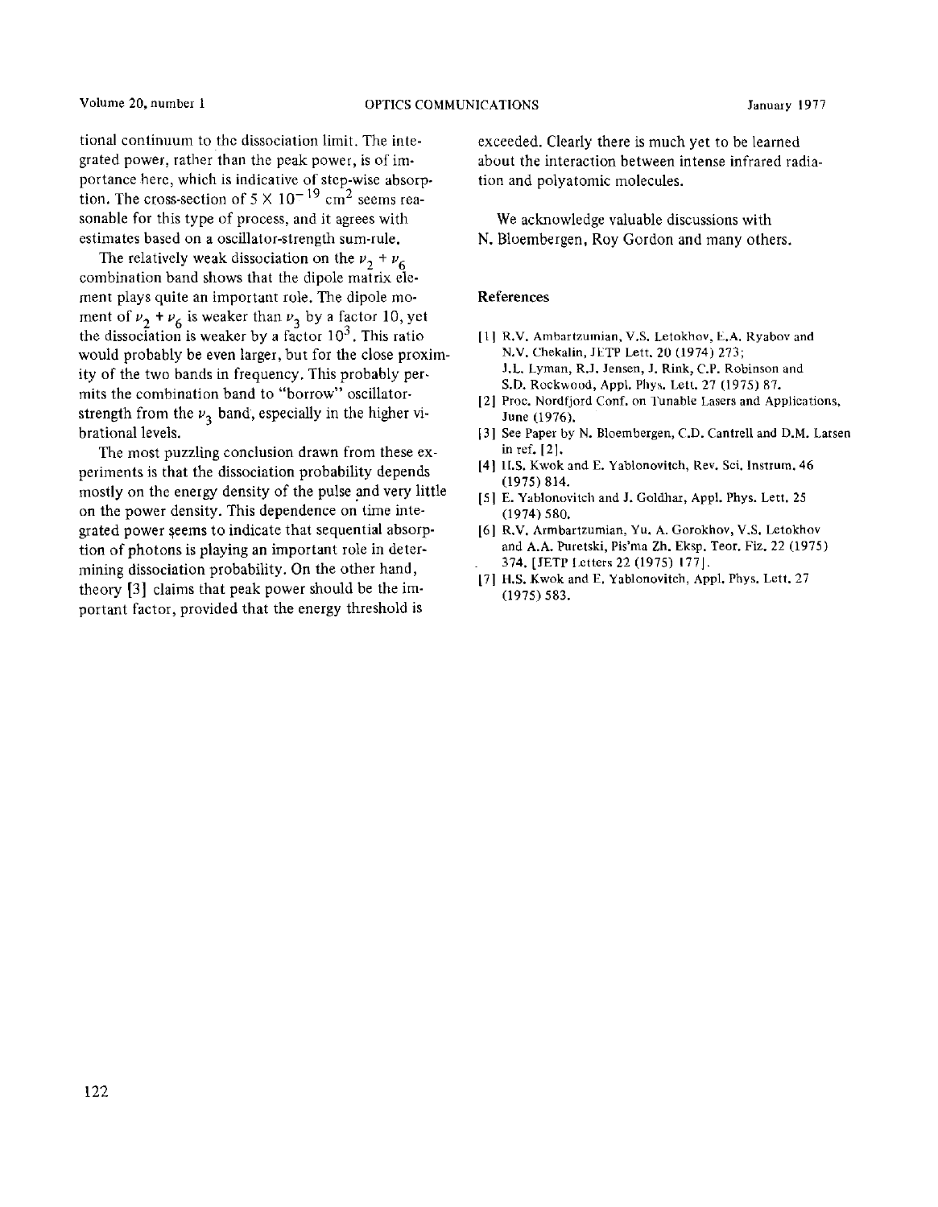tional continuum to the dissociation limit. The integrated power, rather than the peak power, is of importance here, which is indicative of step-wise absorption. The cross-section of $5 \times 10^{-19}$ cm$^2$ seems reasonable for this type of process, and it agrees with estimates based on a oscillator-strength sum-rule.

The relatively weak dissociation on the $\nu_2 + \nu_6$ combination band shows that the dipole matrix element plays quite an important role. The dipole moment of $\nu_2 + \nu_6$ is weaker than $\nu_3$ by a factor 10, yet the dissociation is weaker by a factor $10^3$. This ratio would probably be even larger, but for the close proximity of the two bands in frequency. This probably permits the combination band to "borrow" oscillator-strength from the $\nu_3$ band, especially in the higher vibrational levels.

The most puzzling conclusion drawn from these experiments is that the dissociation probability depends mostly on the energy density of the pulse and very little on the power density. This dependence on time integrated power seems to indicate that sequential absorption of photons is playing an important role in determining dissociation probability. On the other hand, theory [3] claims that peak power should be the important factor, provided that the energy threshold is exceeded. Clearly there is much yet to be learned about the interaction between intense infrared radiation and polyatomic molecules.

We acknowledge valuable discussions with N. Bloembergen, Roy Gordon and many others.

## References

[1] R.V. Ambartzumian, V.S. Letokhov, E.A. Ryabov and N.V. Chekalin, JETP Lett. 20 (1974) 273; J.L. Lyman, R.J. Jensen, J. Rink, C.P. Robinson and S.D. Rockwood, Appl. Phys. Lett. 27 (1975) 87.

[2] Proc. Nordfjord Conf. on Tunable Lasers and Applications, June (1976).

[3] See Paper by N. Bloembergen, C.D. Cantrell and D.M. Larsen in ref. [2].

[4] H.S. Kwok and E. Yablonovitch, Rev. Sci. Instrum. 46 (1975) 814.

[5] E. Yablonovitch and J. Goldhar, Appl. Phys. Lett. 25 (1974) 580.

[6] R.V. Armbartzumian, Yu. A. Gorokhov, V.S. Letokhov and A.A. Puretski, Pis'ma Zh. Eksp. Teor. Fiz. 22 (1975) 374. [JETP Letters 22 (1975) 177].

[7] H.S. Kwok and E. Yablonovitch, Appl. Phys. Lett. 27 (1975) 583.